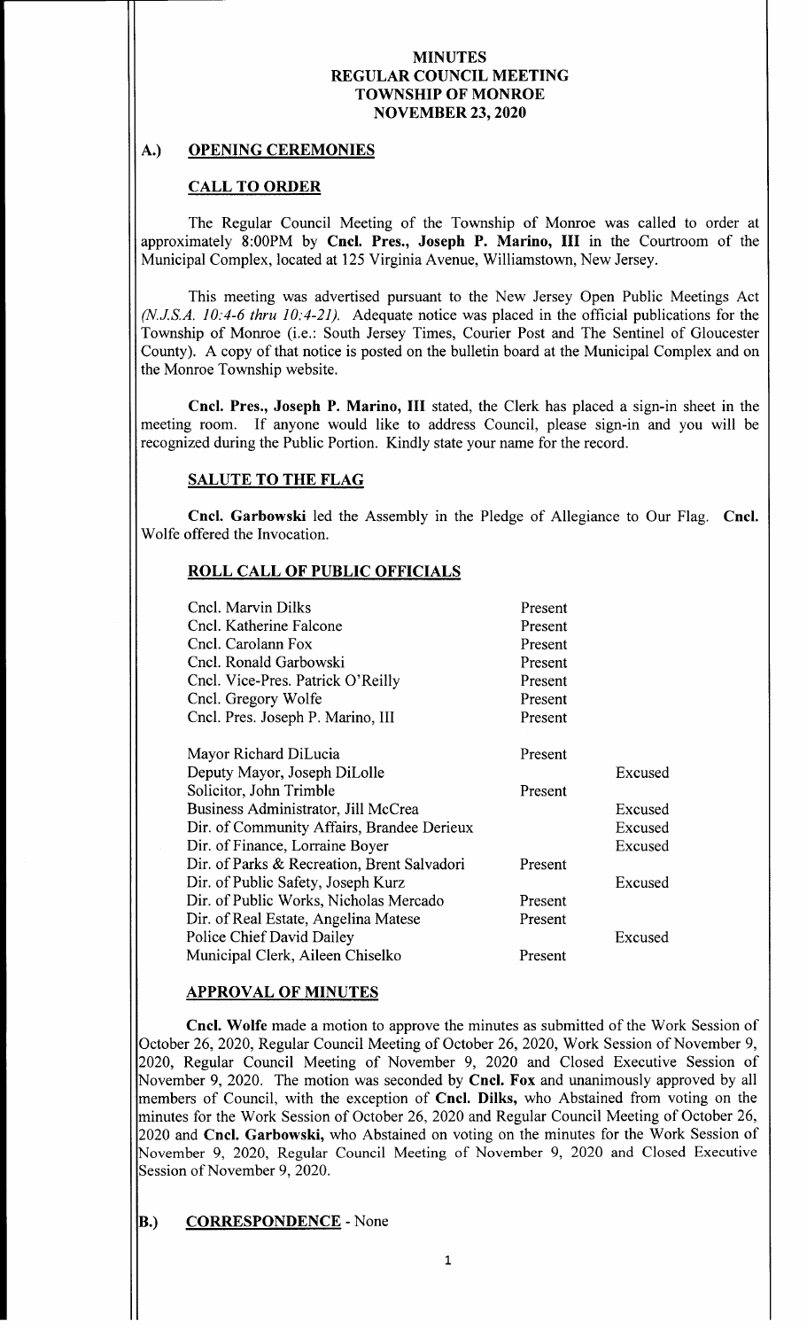# MINUTES
# REGULAR COUNCIL MEETING
# TOWNSHIP OF MONROE
# NOVEMBER 23, 2020

## A.) OPENING CEREMONIES

### CALL TO ORDER

The Regular Council Meeting of the Township of Monroe was called to order at approximately 8:00PM by **Cncl. Pres., Joseph P. Marino, III** in the Courtroom of the Municipal Complex, located at 125 Virginia Avenue, Williamstown, New Jersey.

This meeting was advertised pursuant to the New Jersey Open Public Meetings Act *(N.J.S.A. 10:4-6 thru 10:4-21)*. Adequate notice was placed in the official publications for the Township of Monroe (i.e.: South Jersey Times, Courier Post and The Sentinel of Gloucester County). A copy of that notice is posted on the bulletin board at the Municipal Complex and on the Monroe Township website.

**Cncl. Pres., Joseph P. Marino, III** stated, the Clerk has placed a sign-in sheet in the meeting room. If anyone would like to address Council, please sign-in and you will be recognized during the Public Portion. Kindly state your name for the record.

### SALUTE TO THE FLAG

**Cncl. Garbowski** led the Assembly in the Pledge of Allegiance to Our Flag. **Cncl.** Wolfe offered the Invocation.

### ROLL CALL OF PUBLIC OFFICIALS

| | | |
|---|---|---|
| Cncl. Marvin Dilks | Present | |
| Cncl. Katherine Falcone | Present | |
| Cncl. Carolann Fox | Present | |
| Cncl. Ronald Garbowski | Present | |
| Cncl. Vice-Pres. Patrick O'Reilly | Present | |
| Cncl. Gregory Wolfe | Present | |
| Cncl. Pres. Joseph P. Marino, III | Present | |
| Mayor Richard DiLucia | Present | |
| Deputy Mayor, Joseph DiLolle | | Excused |
| Solicitor, John Trimble | Present | |
| Business Administrator, Jill McCrea | | Excused |
| Dir. of Community Affairs, Brandee Derieux | | Excused |
| Dir. of Finance, Lorraine Boyer | | Excused |
| Dir. of Parks & Recreation, Brent Salvadori | Present | |
| Dir. of Public Safety, Joseph Kurz | | Excused |
| Dir. of Public Works, Nicholas Mercado | Present | |
| Dir. of Real Estate, Angelina Matese | Present | |
| Police Chief David Dailey | | Excused |
| Municipal Clerk, Aileen Chiselko | Present | |

### APPROVAL OF MINUTES

**Cncl. Wolfe** made a motion to approve the minutes as submitted of the Work Session of October 26, 2020, Regular Council Meeting of October 26, 2020, Work Session of November 9, 2020, Regular Council Meeting of November 9, 2020 and Closed Executive Session of November 9, 2020. The motion was seconded by **Cncl. Fox** and unanimously approved by all members of Council, with the exception of **Cncl. Dilks,** who Abstained from voting on the minutes for the Work Session of October 26, 2020 and Regular Council Meeting of October 26, 2020 and **Cncl. Garbowski,** who Abstained on voting on the minutes for the Work Session of November 9, 2020, Regular Council Meeting of November 9, 2020 and Closed Executive Session of November 9, 2020.

## B.) CORRESPONDENCE - None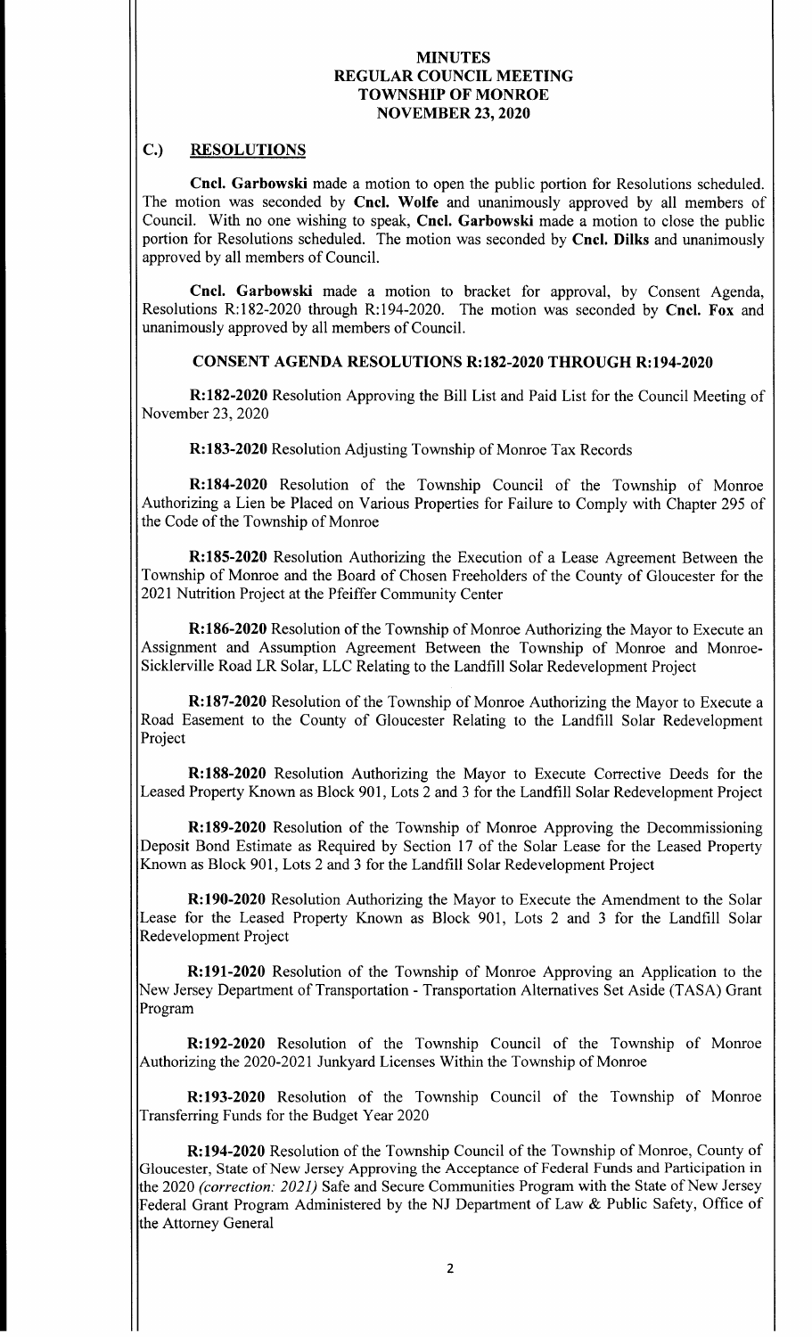**MINUTES**
**REGULAR COUNCIL MEETING**
**TOWNSHIP OF MONROE**
**NOVEMBER 23, 2020**

## C.) RESOLUTIONS

**Cncl. Garbowski** made a motion to open the public portion for Resolutions scheduled. The motion was seconded by **Cncl. Wolfe** and unanimously approved by all members of Council. With no one wishing to speak, **Cncl. Garbowski** made a motion to close the public portion for Resolutions scheduled. The motion was seconded by **Cncl. Dilks** and unanimously approved by all members of Council.

**Cncl. Garbowski** made a motion to bracket for approval, by Consent Agenda, Resolutions R:182-2020 through R:194-2020. The motion was seconded by **Cncl. Fox** and unanimously approved by all members of Council.

### CONSENT AGENDA RESOLUTIONS R:182-2020 THROUGH R:194-2020

**R:182-2020** Resolution Approving the Bill List and Paid List for the Council Meeting of November 23, 2020

**R:183-2020** Resolution Adjusting Township of Monroe Tax Records

**R:184-2020** Resolution of the Township Council of the Township of Monroe Authorizing a Lien be Placed on Various Properties for Failure to Comply with Chapter 295 of the Code of the Township of Monroe

**R:185-2020** Resolution Authorizing the Execution of a Lease Agreement Between the Township of Monroe and the Board of Chosen Freeholders of the County of Gloucester for the 2021 Nutrition Project at the Pfeiffer Community Center

**R:186-2020** Resolution of the Township of Monroe Authorizing the Mayor to Execute an Assignment and Assumption Agreement Between the Township of Monroe and Monroe-Sicklerville Road LR Solar, LLC Relating to the Landfill Solar Redevelopment Project

**R:187-2020** Resolution of the Township of Monroe Authorizing the Mayor to Execute a Road Easement to the County of Gloucester Relating to the Landfill Solar Redevelopment Project

**R:188-2020** Resolution Authorizing the Mayor to Execute Corrective Deeds for the Leased Property Known as Block 901, Lots 2 and 3 for the Landfill Solar Redevelopment Project

**R:189-2020** Resolution of the Township of Monroe Approving the Decommissioning Deposit Bond Estimate as Required by Section 17 of the Solar Lease for the Leased Property Known as Block 901, Lots 2 and 3 for the Landfill Solar Redevelopment Project

**R:190-2020** Resolution Authorizing the Mayor to Execute the Amendment to the Solar Lease for the Leased Property Known as Block 901, Lots 2 and 3 for the Landfill Solar Redevelopment Project

**R:191-2020** Resolution of the Township of Monroe Approving an Application to the New Jersey Department of Transportation - Transportation Alternatives Set Aside (TASA) Grant Program

**R:192-2020** Resolution of the Township Council of the Township of Monroe Authorizing the 2020-2021 Junkyard Licenses Within the Township of Monroe

**R:193-2020** Resolution of the Township Council of the Township of Monroe Transferring Funds for the Budget Year 2020

**R:194-2020** Resolution of the Township Council of the Township of Monroe, County of Gloucester, State of New Jersey Approving the Acceptance of Federal Funds and Participation in the 2020 *(correction: 2021)* Safe and Secure Communities Program with the State of New Jersey Federal Grant Program Administered by the NJ Department of Law & Public Safety, Office of the Attorney General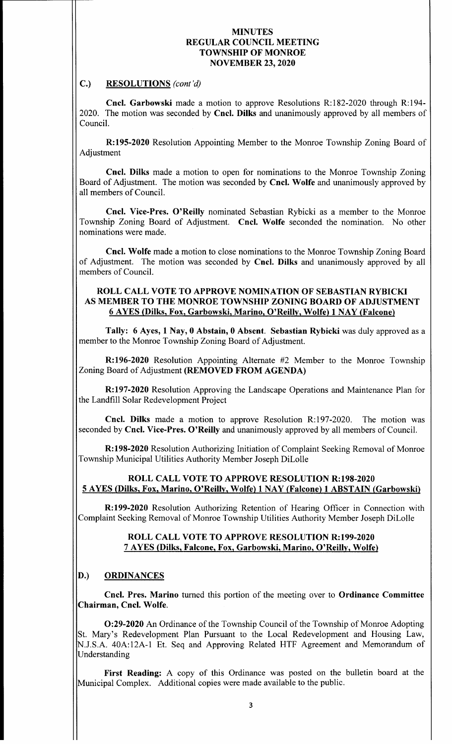# MINUTES
# REGULAR COUNCIL MEETING
# TOWNSHIP OF MONROE
# NOVEMBER 23, 2020

## C.) RESOLUTIONS *(cont'd)*

**Cncl. Garbowski** made a motion to approve Resolutions R:182-2020 through R:194-2020. The motion was seconded by **Cncl. Dilks** and unanimously approved by all members of Council.

**R:195-2020** Resolution Appointing Member to the Monroe Township Zoning Board of Adjustment

**Cncl. Dilks** made a motion to open for nominations to the Monroe Township Zoning Board of Adjustment. The motion was seconded by **Cncl. Wolfe** and unanimously approved by all members of Council.

**Cncl. Vice-Pres. O'Reilly** nominated Sebastian Rybicki as a member to the Monroe Township Zoning Board of Adjustment. **Cncl. Wolfe** seconded the nomination. No other nominations were made.

**Cncl. Wolfe** made a motion to close nominations to the Monroe Township Zoning Board of Adjustment. The motion was seconded by **Cncl. Dilks** and unanimously approved by all members of Council.

**ROLL CALL VOTE TO APPROVE NOMINATION OF SEBASTIAN RYBICKI AS MEMBER TO THE MONROE TOWNSHIP ZONING BOARD OF ADJUSTMENT**
**6 AYES (Dilks, Fox, Garbowski, Marino, O'Reilly, Wolfe) 1 NAY (Falcone)**

**Tally: 6 Ayes, 1 Nay, 0 Abstain, 0 Absent. Sebastian Rybicki** was duly approved as a member to the Monroe Township Zoning Board of Adjustment.

**R:196-2020** Resolution Appointing Alternate #2 Member to the Monroe Township Zoning Board of Adjustment **(REMOVED FROM AGENDA)**

**R:197-2020** Resolution Approving the Landscape Operations and Maintenance Plan for the Landfill Solar Redevelopment Project

**Cncl. Dilks** made a motion to approve Resolution R:197-2020. The motion was seconded by **Cncl. Vice-Pres. O'Reilly** and unanimously approved by all members of Council.

**R:198-2020** Resolution Authorizing Initiation of Complaint Seeking Removal of Monroe Township Municipal Utilities Authority Member Joseph DiLolle

**ROLL CALL VOTE TO APPROVE RESOLUTION R:198-2020**
**5 AYES (Dilks, Fox, Marino, O'Reilly, Wolfe) 1 NAY (Falcone) 1 ABSTAIN (Garbowski)**

**R:199-2020** Resolution Authorizing Retention of Hearing Officer in Connection with Complaint Seeking Removal of Monroe Township Utilities Authority Member Joseph DiLolle

**ROLL CALL VOTE TO APPROVE RESOLUTION R:199-2020**
**7 AYES (Dilks, Falcone, Fox, Garbowski, Marino, O'Reilly, Wolfe)**

## D.) ORDINANCES

**Cncl. Pres. Marino** turned this portion of the meeting over to **Ordinance Committee Chairman, Cncl. Wolfe**.

**O:29-2020** An Ordinance of the Township Council of the Township of Monroe Adopting St. Mary's Redevelopment Plan Pursuant to the Local Redevelopment and Housing Law, N.J.S.A. 40A:12A-1 Et. Seq and Approving Related HTF Agreement and Memorandum of Understanding

**First Reading:** A copy of this Ordinance was posted on the bulletin board at the Municipal Complex. Additional copies were made available to the public.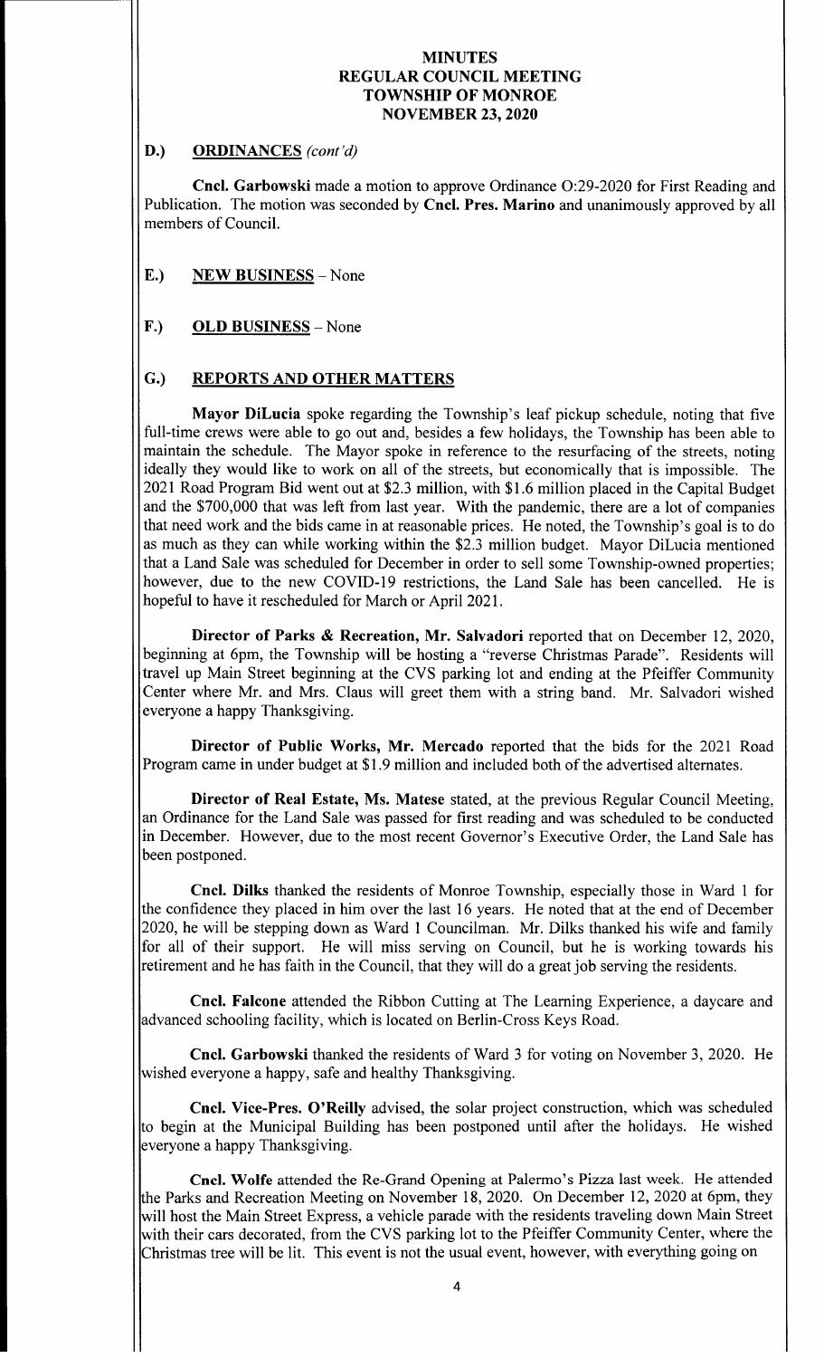# MINUTES
# REGULAR COUNCIL MEETING
# TOWNSHIP OF MONROE
# NOVEMBER 23, 2020

## D.) ORDINANCES *(cont'd)*

**Cncl. Garbowski** made a motion to approve Ordinance O:29-2020 for First Reading and Publication. The motion was seconded by **Cncl. Pres. Marino** and unanimously approved by all members of Council.

## E.) NEW BUSINESS – None

## F.) OLD BUSINESS – None

## G.) REPORTS AND OTHER MATTERS

**Mayor DiLucia** spoke regarding the Township's leaf pickup schedule, noting that five full-time crews were able to go out and, besides a few holidays, the Township has been able to maintain the schedule. The Mayor spoke in reference to the resurfacing of the streets, noting ideally they would like to work on all of the streets, but economically that is impossible. The 2021 Road Program Bid went out at $2.3 million, with $1.6 million placed in the Capital Budget and the $700,000 that was left from last year. With the pandemic, there are a lot of companies that need work and the bids came in at reasonable prices. He noted, the Township's goal is to do as much as they can while working within the $2.3 million budget. Mayor DiLucia mentioned that a Land Sale was scheduled for December in order to sell some Township-owned properties; however, due to the new COVID-19 restrictions, the Land Sale has been cancelled. He is hopeful to have it rescheduled for March or April 2021.

**Director of Parks & Recreation, Mr. Salvadori** reported that on December 12, 2020, beginning at 6pm, the Township will be hosting a "reverse Christmas Parade". Residents will travel up Main Street beginning at the CVS parking lot and ending at the Pfeiffer Community Center where Mr. and Mrs. Claus will greet them with a string band. Mr. Salvadori wished everyone a happy Thanksgiving.

**Director of Public Works, Mr. Mercado** reported that the bids for the 2021 Road Program came in under budget at $1.9 million and included both of the advertised alternates.

**Director of Real Estate, Ms. Matese** stated, at the previous Regular Council Meeting, an Ordinance for the Land Sale was passed for first reading and was scheduled to be conducted in December. However, due to the most recent Governor's Executive Order, the Land Sale has been postponed.

**Cncl. Dilks** thanked the residents of Monroe Township, especially those in Ward 1 for the confidence they placed in him over the last 16 years. He noted that at the end of December 2020, he will be stepping down as Ward 1 Councilman. Mr. Dilks thanked his wife and family for all of their support. He will miss serving on Council, but he is working towards his retirement and he has faith in the Council, that they will do a great job serving the residents.

**Cncl. Falcone** attended the Ribbon Cutting at The Learning Experience, a daycare and advanced schooling facility, which is located on Berlin-Cross Keys Road.

**Cncl. Garbowski** thanked the residents of Ward 3 for voting on November 3, 2020. He wished everyone a happy, safe and healthy Thanksgiving.

**Cncl. Vice-Pres. O'Reilly** advised, the solar project construction, which was scheduled to begin at the Municipal Building has been postponed until after the holidays. He wished everyone a happy Thanksgiving.

**Cncl. Wolfe** attended the Re-Grand Opening at Palermo's Pizza last week. He attended the Parks and Recreation Meeting on November 18, 2020. On December 12, 2020 at 6pm, they will host the Main Street Express, a vehicle parade with the residents traveling down Main Street with their cars decorated, from the CVS parking lot to the Pfeiffer Community Center, where the Christmas tree will be lit. This event is not the usual event, however, with everything going on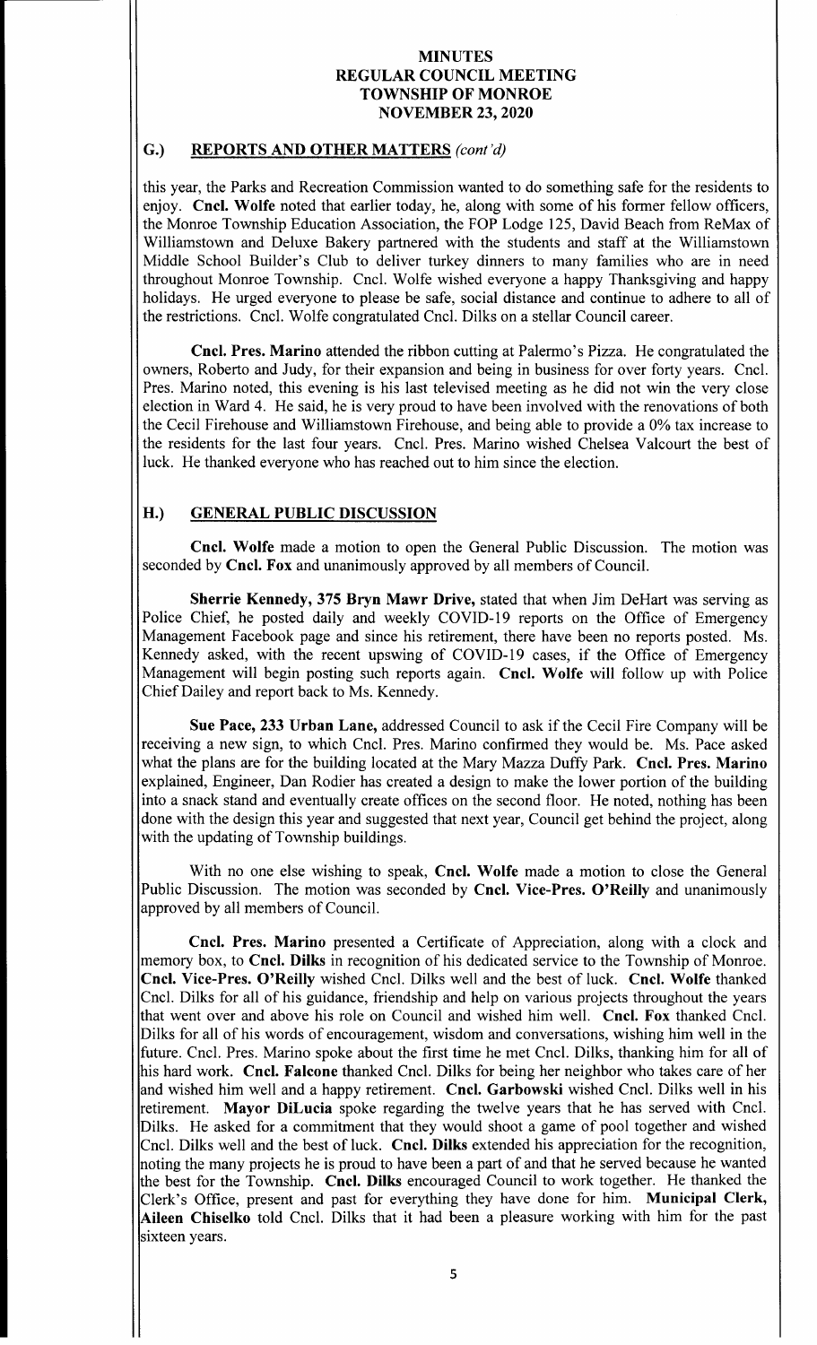# MINUTES
# REGULAR COUNCIL MEETING
# TOWNSHIP OF MONROE
# NOVEMBER 23, 2020

## G.) REPORTS AND OTHER MATTERS *(cont'd)*

this year, the Parks and Recreation Commission wanted to do something safe for the residents to enjoy. **Cncl. Wolfe** noted that earlier today, he, along with some of his former fellow officers, the Monroe Township Education Association, the FOP Lodge 125, David Beach from ReMax of Williamstown and Deluxe Bakery partnered with the students and staff at the Williamstown Middle School Builder's Club to deliver turkey dinners to many families who are in need throughout Monroe Township. Cncl. Wolfe wished everyone a happy Thanksgiving and happy holidays. He urged everyone to please be safe, social distance and continue to adhere to all of the restrictions. Cncl. Wolfe congratulated Cncl. Dilks on a stellar Council career.

**Cncl. Pres. Marino** attended the ribbon cutting at Palermo's Pizza. He congratulated the owners, Roberto and Judy, for their expansion and being in business for over forty years. Cncl. Pres. Marino noted, this evening is his last televised meeting as he did not win the very close election in Ward 4. He said, he is very proud to have been involved with the renovations of both the Cecil Firehouse and Williamstown Firehouse, and being able to provide a 0% tax increase to the residents for the last four years. Cncl. Pres. Marino wished Chelsea Valcourt the best of luck. He thanked everyone who has reached out to him since the election.

## H.) GENERAL PUBLIC DISCUSSION

**Cncl. Wolfe** made a motion to open the General Public Discussion. The motion was seconded by **Cncl. Fox** and unanimously approved by all members of Council.

**Sherrie Kennedy, 375 Bryn Mawr Drive,** stated that when Jim DeHart was serving as Police Chief, he posted daily and weekly COVID-19 reports on the Office of Emergency Management Facebook page and since his retirement, there have been no reports posted. Ms. Kennedy asked, with the recent upswing of COVID-19 cases, if the Office of Emergency Management will begin posting such reports again. **Cncl. Wolfe** will follow up with Police Chief Dailey and report back to Ms. Kennedy.

**Sue Pace, 233 Urban Lane,** addressed Council to ask if the Cecil Fire Company will be receiving a new sign, to which Cncl. Pres. Marino confirmed they would be. Ms. Pace asked what the plans are for the building located at the Mary Mazza Duffy Park. **Cncl. Pres. Marino** explained, Engineer, Dan Rodier has created a design to make the lower portion of the building into a snack stand and eventually create offices on the second floor. He noted, nothing has been done with the design this year and suggested that next year, Council get behind the project, along with the updating of Township buildings.

With no one else wishing to speak, **Cncl. Wolfe** made a motion to close the General Public Discussion. The motion was seconded by **Cncl. Vice-Pres. O'Reilly** and unanimously approved by all members of Council.

**Cncl. Pres. Marino** presented a Certificate of Appreciation, along with a clock and memory box, to **Cncl. Dilks** in recognition of his dedicated service to the Township of Monroe. **Cncl. Vice-Pres. O'Reilly** wished Cncl. Dilks well and the best of luck. **Cncl. Wolfe** thanked Cncl. Dilks for all of his guidance, friendship and help on various projects throughout the years that went over and above his role on Council and wished him well. **Cncl. Fox** thanked Cncl. Dilks for all of his words of encouragement, wisdom and conversations, wishing him well in the future. Cncl. Pres. Marino spoke about the first time he met Cncl. Dilks, thanking him for all of his hard work. **Cncl. Falcone** thanked Cncl. Dilks for being her neighbor who takes care of her and wished him well and a happy retirement. **Cncl. Garbowski** wished Cncl. Dilks well in his retirement. **Mayor DiLucia** spoke regarding the twelve years that he has served with Cncl. Dilks. He asked for a commitment that they would shoot a game of pool together and wished Cncl. Dilks well and the best of luck. **Cncl. Dilks** extended his appreciation for the recognition, noting the many projects he is proud to have been a part of and that he served because he wanted the best for the Township. **Cncl. Dilks** encouraged Council to work together. He thanked the Clerk's Office, present and past for everything they have done for him. **Municipal Clerk, Aileen Chiselko** told Cncl. Dilks that it had been a pleasure working with him for the past sixteen years.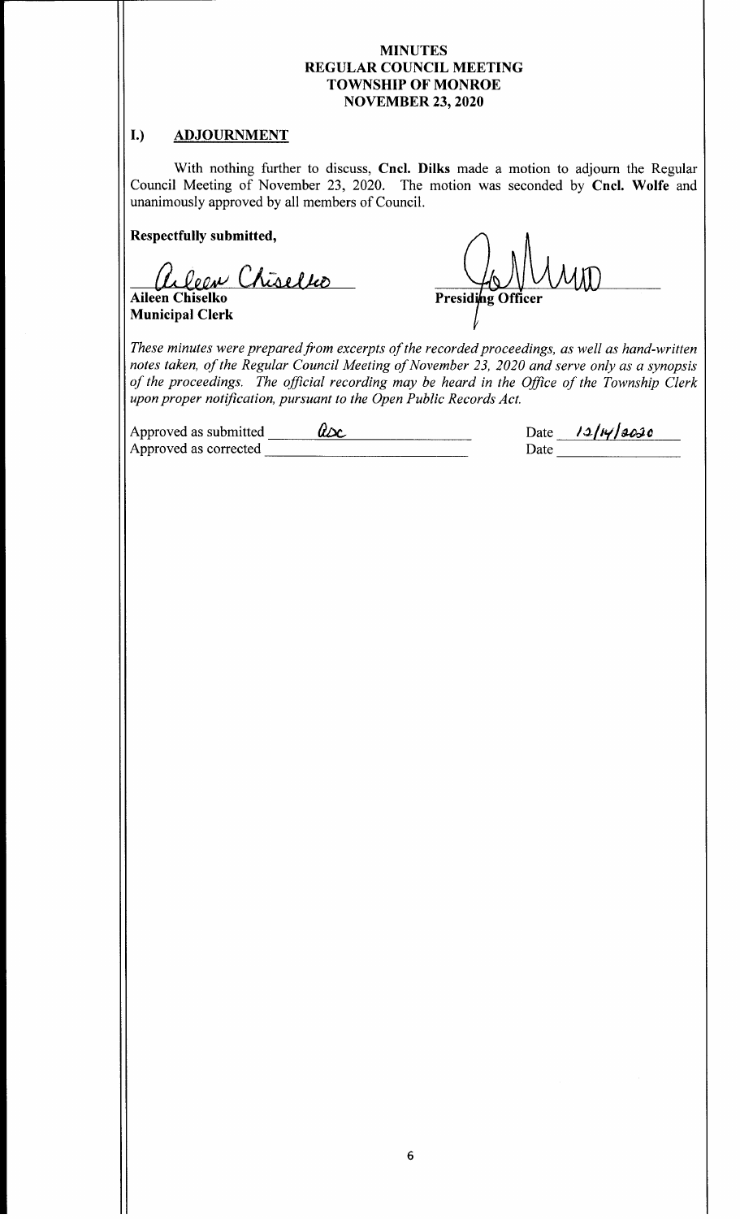**MINUTES**
**REGULAR COUNCIL MEETING**
**TOWNSHIP OF MONROE**
**NOVEMBER 23, 2020**

## I.) ADJOURNMENT

With nothing further to discuss, **Cncl. Dilks** made a motion to adjourn the Regular Council Meeting of November 23, 2020. The motion was seconded by **Cncl. Wolfe** and unanimously approved by all members of Council.

**Respectfully submitted,**

Aileen Chiselko
**Aileen Chiselko**
**Municipal Clerk**

**Presiding Officer**

*These minutes were prepared from excerpts of the recorded proceedings, as well as hand-written notes taken, of the Regular Council Meeting of November 23, 2020 and serve only as a synopsis of the proceedings. The official recording may be heard in the Office of the Township Clerk upon proper notification, pursuant to the Open Public Records Act.*

Approved as submitted ___ac___ Date ___12/14/2020___
Approved as corrected ____________ Date ____________